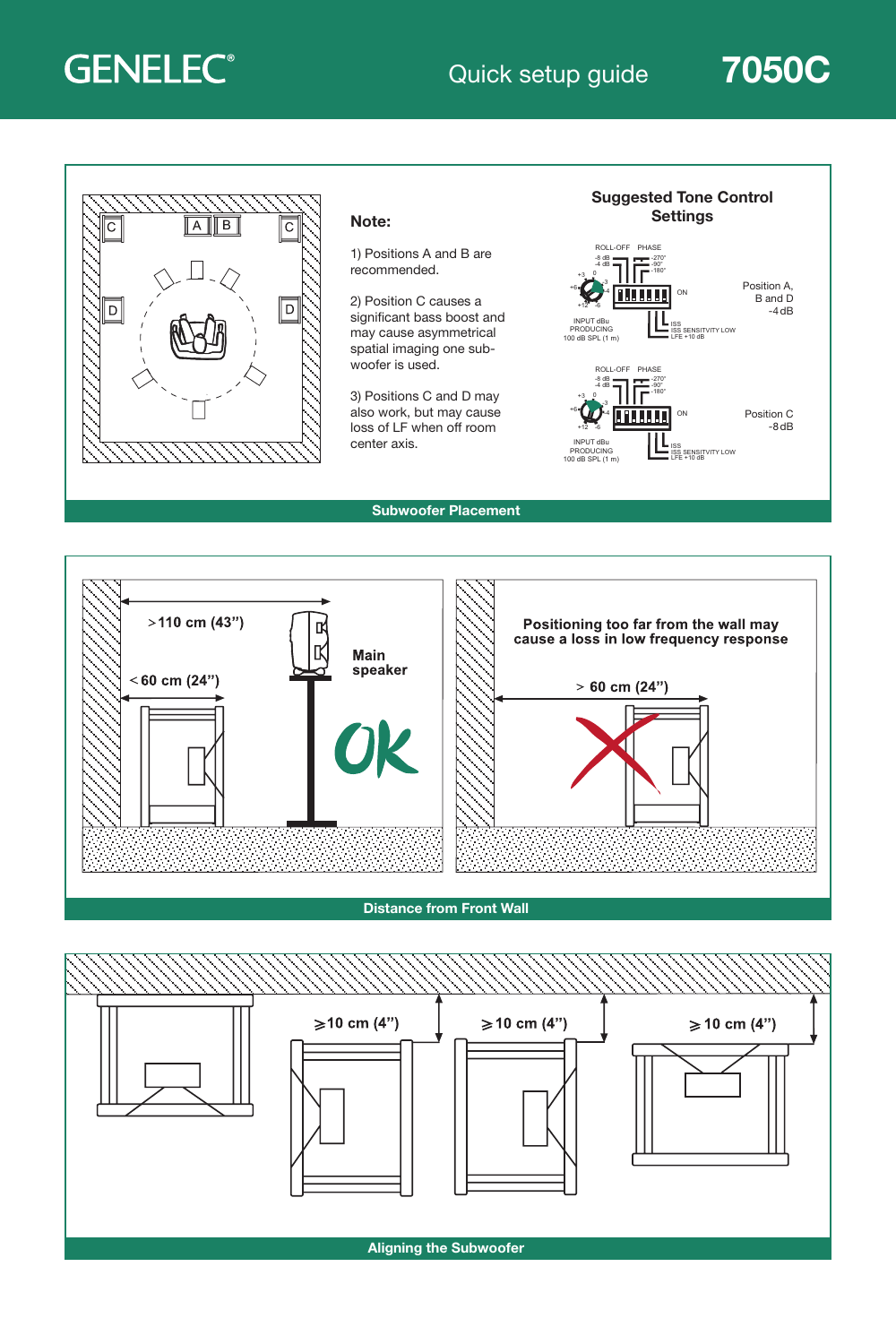# GENELEC® Quick setup guide 7050C

**Note:**

1) Positions A and B are recommended.

2) Position C causes a significant bass boost and may cause asymmetrical spatial imaging one sub-woofer is used.

3) Positions C and D may also work, but may cause loss of LF when off room center axis.

## Suggested Tone Control Settings

Position A, B and D -4 dB

Position C -8 dB

**Subwoofer Placement**

>110 cm (43")

<60 cm (24")

Main speaker

OK

Positioning too far from the wall may cause a loss in low frequency response

> 60 cm (24")

**Distance from Front Wall**

⩾10 cm (4")

⩾10 cm (4")

⩾10 cm (4")

**Aligning the Subwoofer**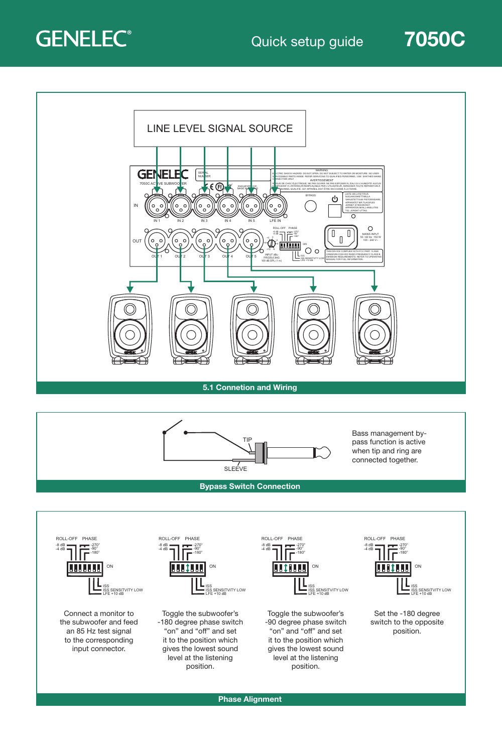# GENELEC®

Quick setup guide

# 7050C

LINE LEVEL SIGNAL SOURCE

IN 1
IN 2
IN 3
IN 4
IN 5
LFE IN

OUT 1
OUT 2
OUT 3
OUT 4
OUT 5

## 5.1 Connetion and Wiring

TIP

SLEEVE

Bass management by-pass function is active when tip and ring are connected together.

## Bypass Switch Connection

ROLL-OFF PHASE
-8 dB
-4 dB
-270°
-90°
-180°
ON
ISS
ISS SENSITIVITY LOW
LFE +10 dB

Connect a monitor to the subwoofer and feed an 85 Hz test signal to the corresponding input connector.

Toggle the subwoofer's -180 degree phase switch "on" and "off" and set it to the position which gives the lowest sound level at the listening position.

Toggle the subwoofer's -90 degree phase switch "on" and "off" and set it to the position which gives the lowest sound level at the listening position.

Set the -180 degree switch to the opposite position.

## Phase Alignment